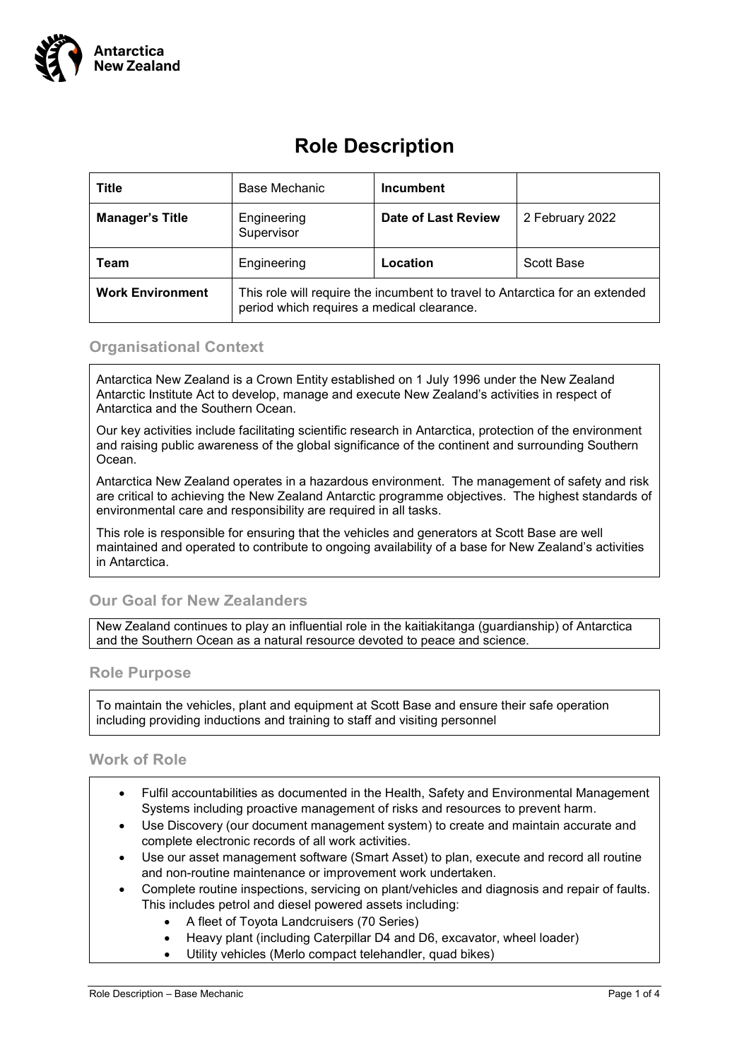Antarctica New Zealand

# Role Description

| **Title** | Base Mechanic | **Incumbent** | |
|---|---|---|---|
| **Manager's Title** | Engineering Supervisor | **Date of Last Review** | 2 February 2022 |
| **Team** | Engineering | **Location** | Scott Base |
| **Work Environment** | This role will require the incumbent to travel to Antarctica for an extended period which requires a medical clearance. | | |

## Organisational Context

Antarctica New Zealand is a Crown Entity established on 1 July 1996 under the New Zealand Antarctic Institute Act to develop, manage and execute New Zealand's activities in respect of Antarctica and the Southern Ocean.

Our key activities include facilitating scientific research in Antarctica, protection of the environment and raising public awareness of the global significance of the continent and surrounding Southern Ocean.

Antarctica New Zealand operates in a hazardous environment. The management of safety and risk are critical to achieving the New Zealand Antarctic programme objectives. The highest standards of environmental care and responsibility are required in all tasks.

This role is responsible for ensuring that the vehicles and generators at Scott Base are well maintained and operated to contribute to ongoing availability of a base for New Zealand's activities in Antarctica.

## Our Goal for New Zealanders

New Zealand continues to play an influential role in the kaitiakitanga (guardianship) of Antarctica and the Southern Ocean as a natural resource devoted to peace and science.

## Role Purpose

To maintain the vehicles, plant and equipment at Scott Base and ensure their safe operation including providing inductions and training to staff and visiting personnel

## Work of Role

- Fulfil accountabilities as documented in the Health, Safety and Environmental Management Systems including proactive management of risks and resources to prevent harm.
- Use Discovery (our document management system) to create and maintain accurate and complete electronic records of all work activities.
- Use our asset management software (Smart Asset) to plan, execute and record all routine and non-routine maintenance or improvement work undertaken.
- Complete routine inspections, servicing on plant/vehicles and diagnosis and repair of faults. This includes petrol and diesel powered assets including:
  - A fleet of Toyota Landcruisers (70 Series)
  - Heavy plant (including Caterpillar D4 and D6, excavator, wheel loader)
  - Utility vehicles (Merlo compact telehandler, quad bikes)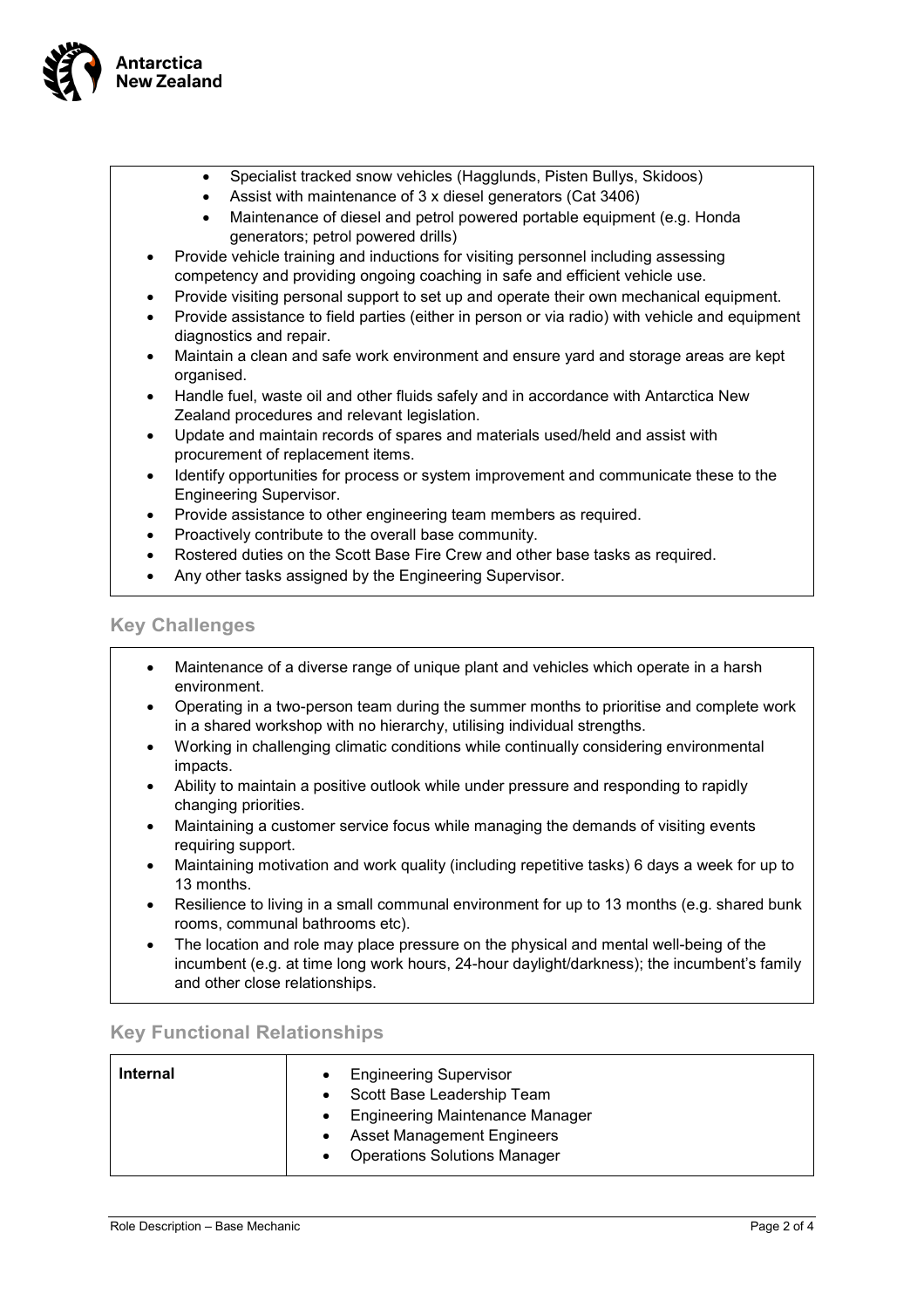- Specialist tracked snow vehicles (Hagglunds, Pisten Bullys, Skidoos)
  - Assist with maintenance of 3 x diesel generators (Cat 3406)
  - Maintenance of diesel and petrol powered portable equipment (e.g. Honda generators; petrol powered drills)
- Provide vehicle training and inductions for visiting personnel including assessing competency and providing ongoing coaching in safe and efficient vehicle use.
- Provide visiting personal support to set up and operate their own mechanical equipment.
- Provide assistance to field parties (either in person or via radio) with vehicle and equipment diagnostics and repair.
- Maintain a clean and safe work environment and ensure yard and storage areas are kept organised.
- Handle fuel, waste oil and other fluids safely and in accordance with Antarctica New Zealand procedures and relevant legislation.
- Update and maintain records of spares and materials used/held and assist with procurement of replacement items.
- Identify opportunities for process or system improvement and communicate these to the Engineering Supervisor.
- Provide assistance to other engineering team members as required.
- Proactively contribute to the overall base community.
- Rostered duties on the Scott Base Fire Crew and other base tasks as required.
- Any other tasks assigned by the Engineering Supervisor.

## Key Challenges

- Maintenance of a diverse range of unique plant and vehicles which operate in a harsh environment.
- Operating in a two-person team during the summer months to prioritise and complete work in a shared workshop with no hierarchy, utilising individual strengths.
- Working in challenging climatic conditions while continually considering environmental impacts.
- Ability to maintain a positive outlook while under pressure and responding to rapidly changing priorities.
- Maintaining a customer service focus while managing the demands of visiting events requiring support.
- Maintaining motivation and work quality (including repetitive tasks) 6 days a week for up to 13 months.
- Resilience to living in a small communal environment for up to 13 months (e.g. shared bunk rooms, communal bathrooms etc).
- The location and role may place pressure on the physical and mental well-being of the incumbent (e.g. at time long work hours, 24-hour daylight/darkness); the incumbent's family and other close relationships.

## Key Functional Relationships

| Internal | • Engineering Supervisor<br>• Scott Base Leadership Team<br>• Engineering Maintenance Manager<br>• Asset Management Engineers<br>• Operations Solutions Manager |
|---|---|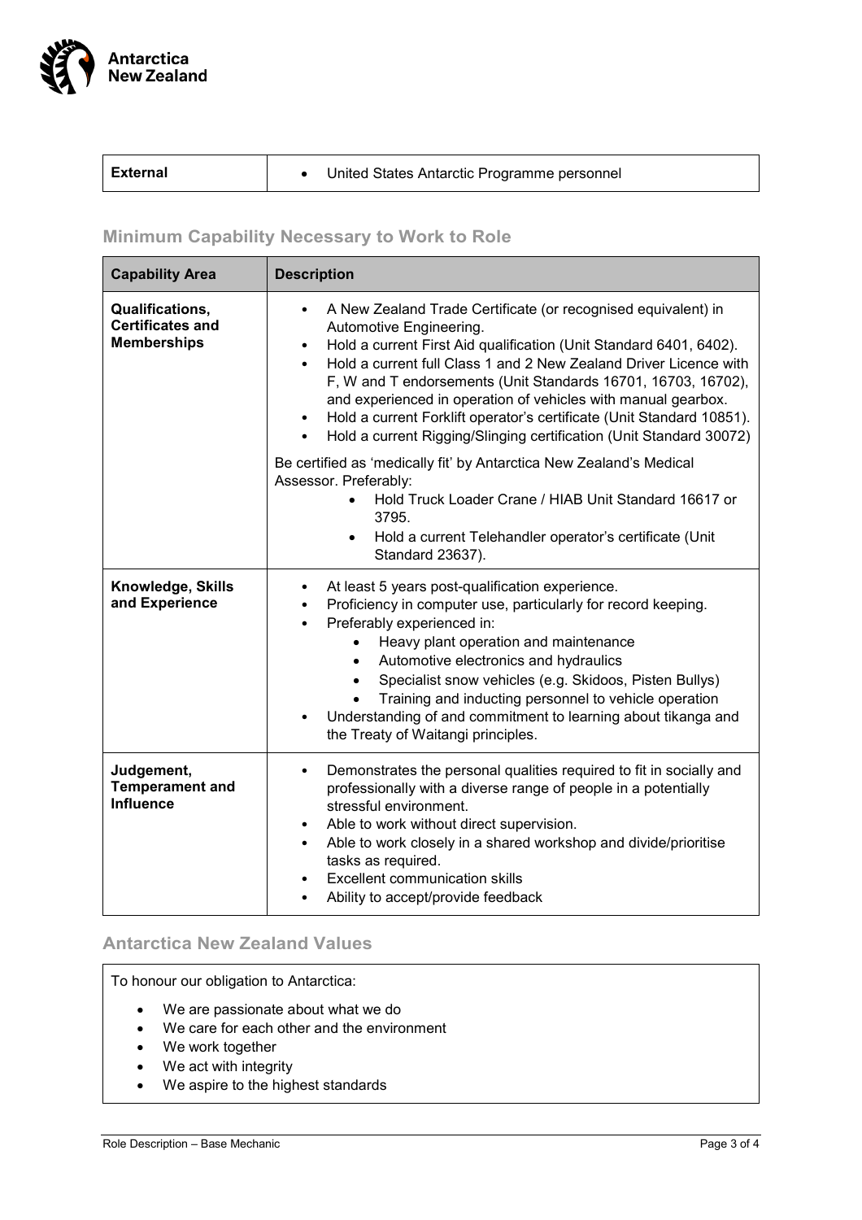| External | • United States Antarctic Programme personnel |
|---|---|

## Minimum Capability Necessary to Work to Role

| Capability Area | Description |
|---|---|
| **Qualifications, Certificates and Memberships** | • A New Zealand Trade Certificate (or recognised equivalent) in Automotive Engineering.<br>• Hold a current First Aid qualification (Unit Standard 6401, 6402).<br>• Hold a current full Class 1 and 2 New Zealand Driver Licence with F, W and T endorsements (Unit Standards 16701, 16703, 16702), and experienced in operation of vehicles with manual gearbox.<br>• Hold a current Forklift operator's certificate (Unit Standard 10851).<br>• Hold a current Rigging/Slinging certification (Unit Standard 30072)<br><br>Be certified as 'medically fit' by Antarctica New Zealand's Medical Assessor. Preferably:<br>• Hold Truck Loader Crane / HIAB Unit Standard 16617 or 3795.<br>• Hold a current Telehandler operator's certificate (Unit Standard 23637). |
| **Knowledge, Skills and Experience** | • At least 5 years post-qualification experience.<br>• Proficiency in computer use, particularly for record keeping.<br>• Preferably experienced in:<br>  • Heavy plant operation and maintenance<br>  • Automotive electronics and hydraulics<br>  • Specialist snow vehicles (e.g. Skidoos, Pisten Bullys)<br>  • Training and inducting personnel to vehicle operation<br>• Understanding of and commitment to learning about tikanga and the Treaty of Waitangi principles. |
| **Judgement, Temperament and Influence** | • Demonstrates the personal qualities required to fit in socially and professionally with a diverse range of people in a potentially stressful environment.<br>• Able to work without direct supervision.<br>• Able to work closely in a shared workshop and divide/prioritise tasks as required.<br>• Excellent communication skills<br>• Ability to accept/provide feedback |

## Antarctica New Zealand Values

To honour our obligation to Antarctica:

- We are passionate about what we do
- We care for each other and the environment
- We work together
- We act with integrity
- We aspire to the highest standards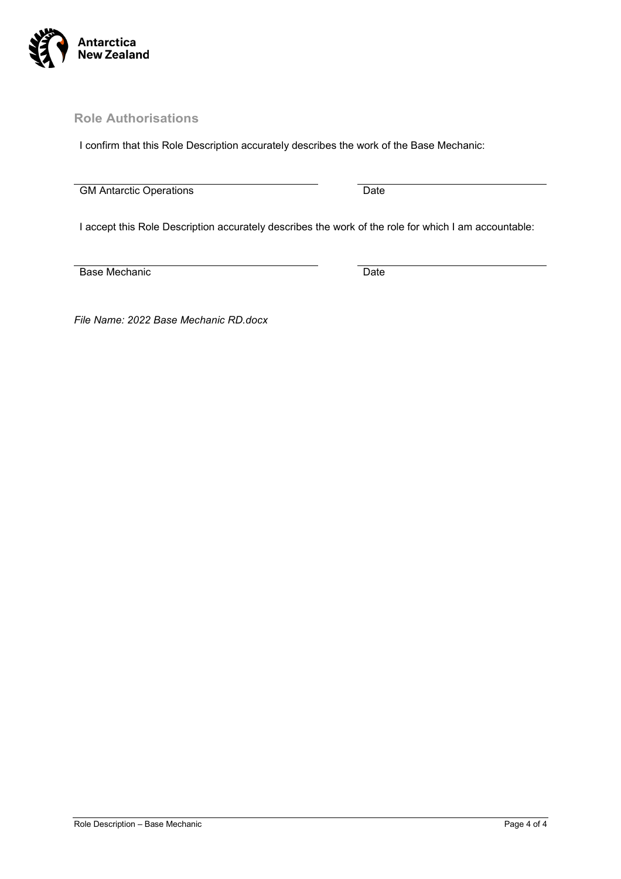## Role Authorisations

I confirm that this Role Description accurately describes the work of the Base Mechanic:

| | |
|---|---|
| GM Antarctic Operations | Date |

I accept this Role Description accurately describes the work of the role for which I am accountable:

| | |
|---|---|
| Base Mechanic | Date |

*File Name: 2022 Base Mechanic RD.docx*